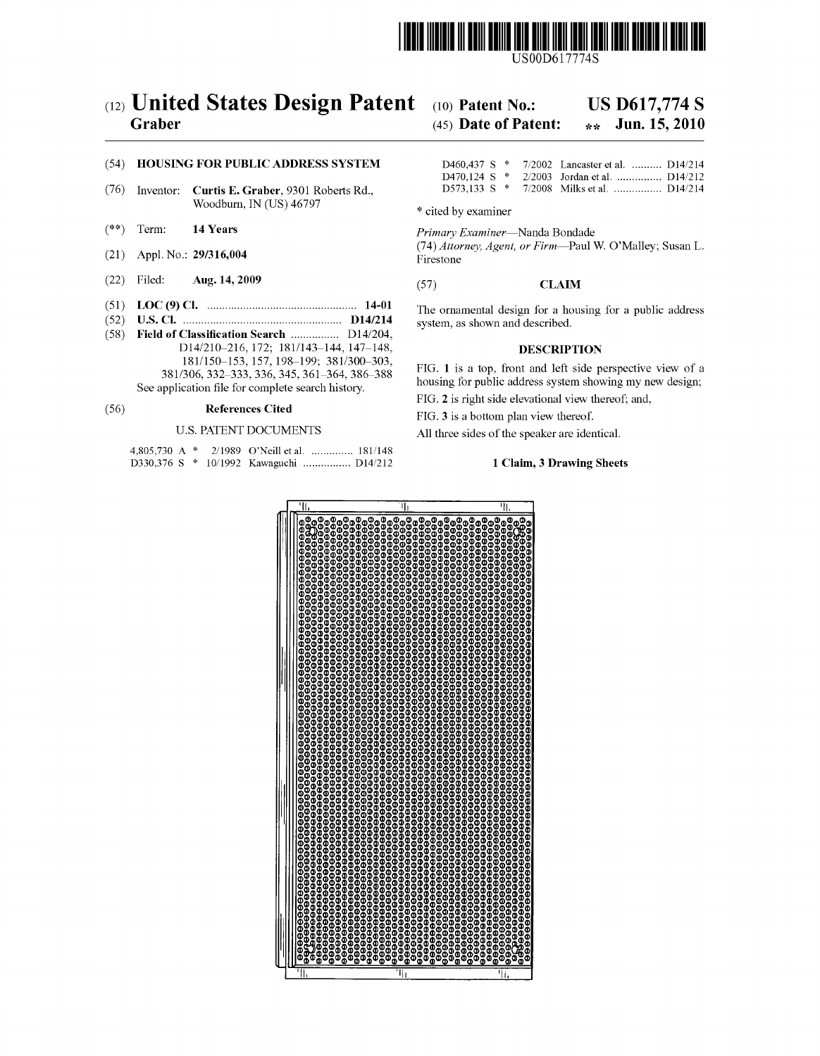US00D617774S

# (12) United States Design Patent

**Graber**

(10) **Patent No.:** **US D617,774 S**

(45) **Date of Patent:** ** **Jun. 15, 2010**

(54) **HOUSING FOR PUBLIC ADDRESS SYSTEM**

(76) Inventor: **Curtis E. Graber**, 9301 Roberts Rd., Woodburn, IN (US) 46797

(**) Term: **14 Years**

(21) Appl. No.: **29/316,004**

(22) Filed: **Aug. 14, 2009**

(51) **LOC (9) Cl.** .................................................. **14-01**

(52) **U.S. Cl.** ...................................................... **D14/214**

(58) **Field of Classification Search** ................ D14/204, D14/210–216, 172; 181/143–144, 147–148, 181/150–153, 157, 198–199; 381/300–303, 381/306, 332–333, 336, 345, 361–364, 386–388

See application file for complete search history.

(56) **References Cited**

U.S. PATENT DOCUMENTS

| | | | | |
|---|---|---|---|---|
| 4,805,730 A | * | 2/1989 | O'Neill et al. | 181/148 |
| D330,376 S | * | 10/1992 | Kawaguchi | D14/212 |
| D460,437 S | * | 7/2002 | Lancaster et al. | D14/214 |
| D470,124 S | * | 2/2003 | Jordan et al. | D14/212 |
| D573,133 S | * | 7/2008 | Milks et al. | D14/214 |

\* cited by examiner

*Primary Examiner*—Nanda Bondade

(74) *Attorney, Agent, or Firm*—Paul W. O'Malley; Susan L. Firestone

(57) **CLAIM**

The ornamental design for a housing for a public address system, as shown and described.

**DESCRIPTION**

FIG. **1** is a top, front and left side perspective view of a housing for public address system showing my new design;

FIG. **2** is right side elevational view thereof; and,

FIG. **3** is a bottom plan view thereof.

All three sides of the speaker are identical.

**1 Claim, 3 Drawing Sheets**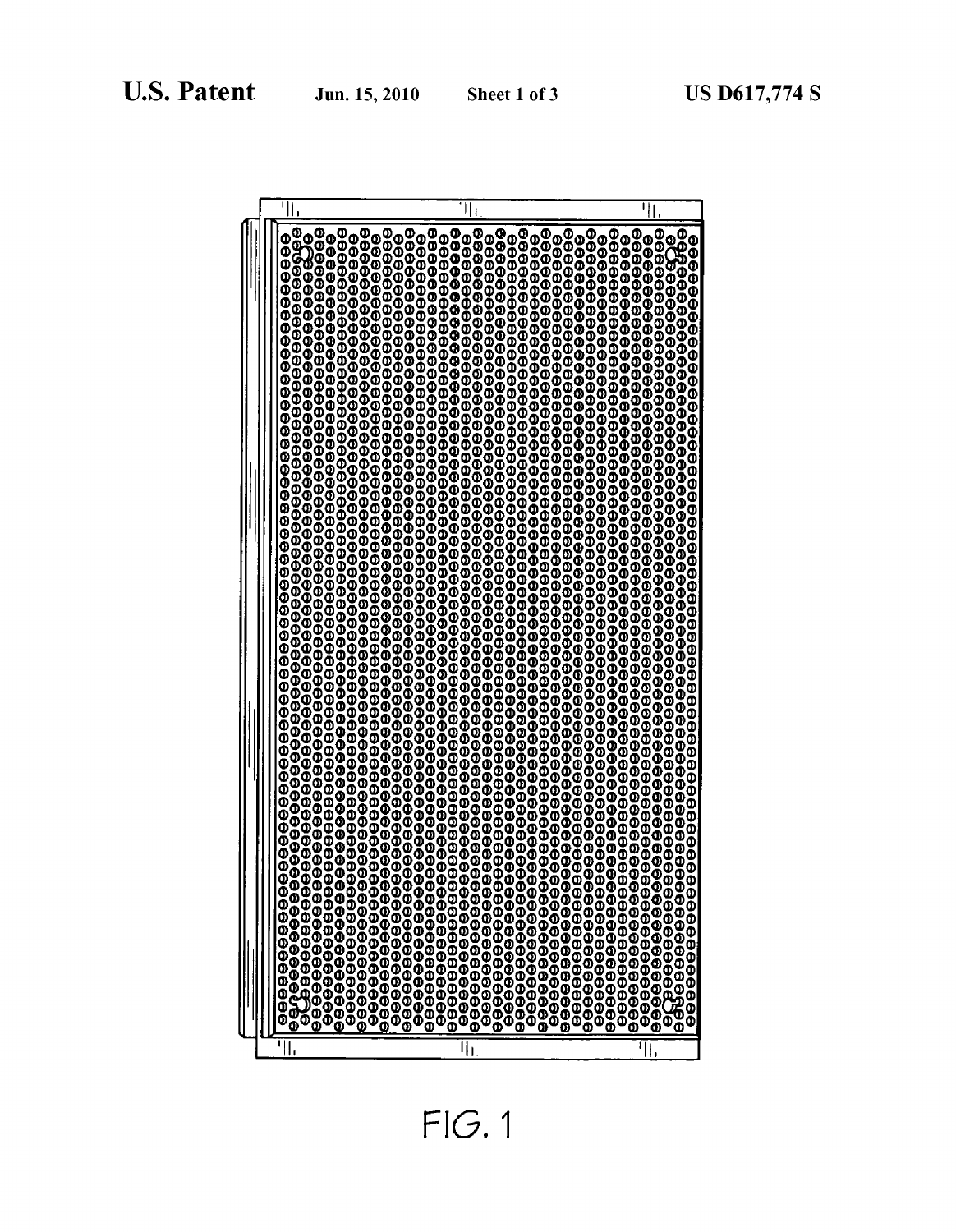FIG. 1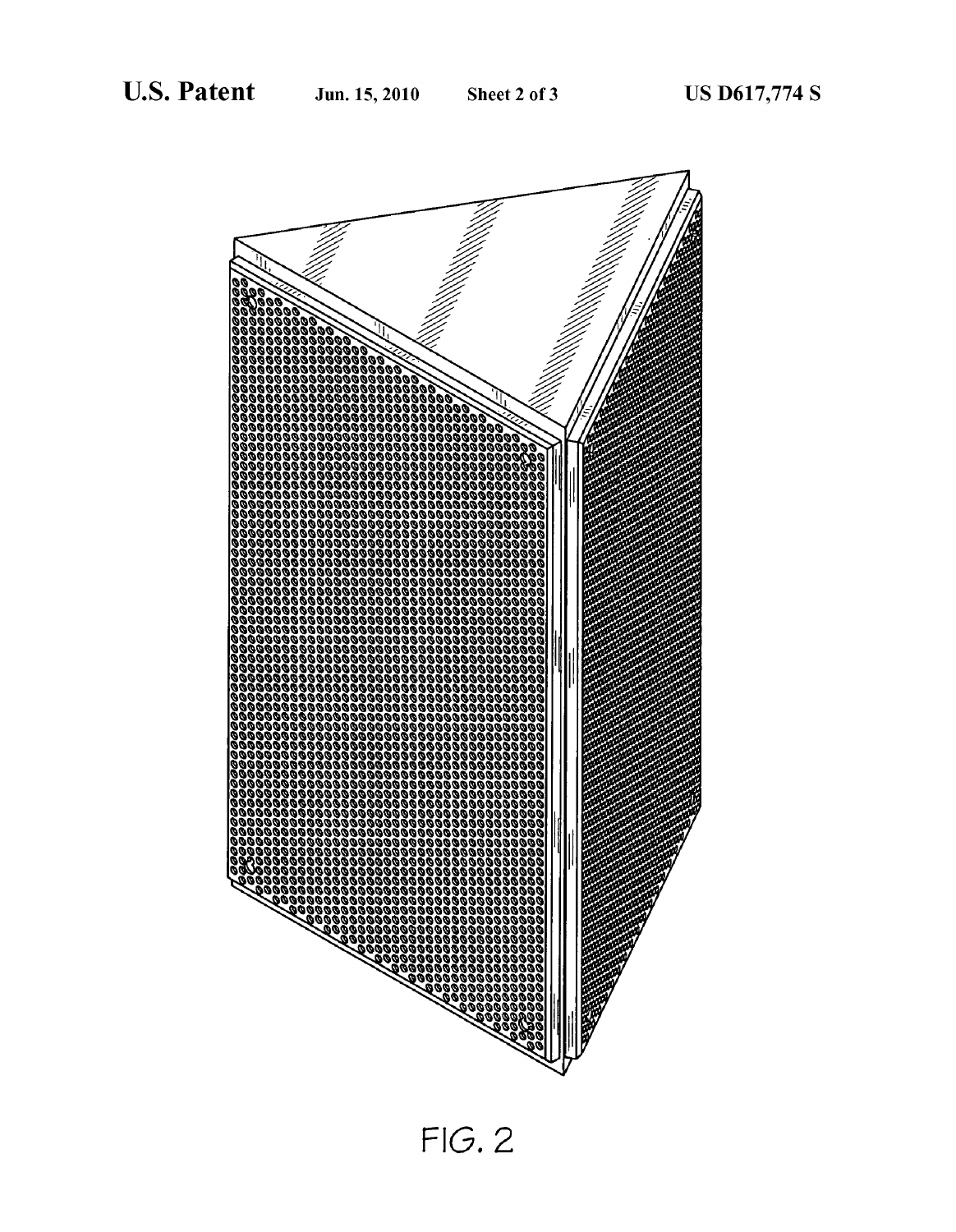FIG. 2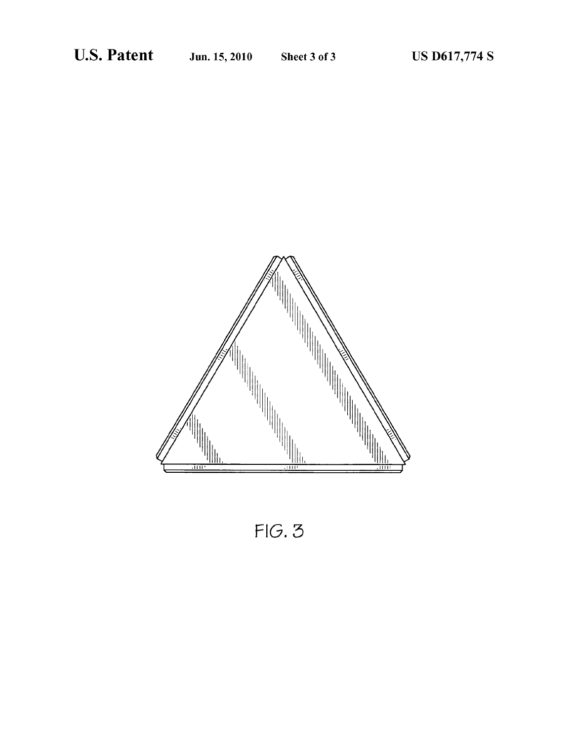FIG. 3